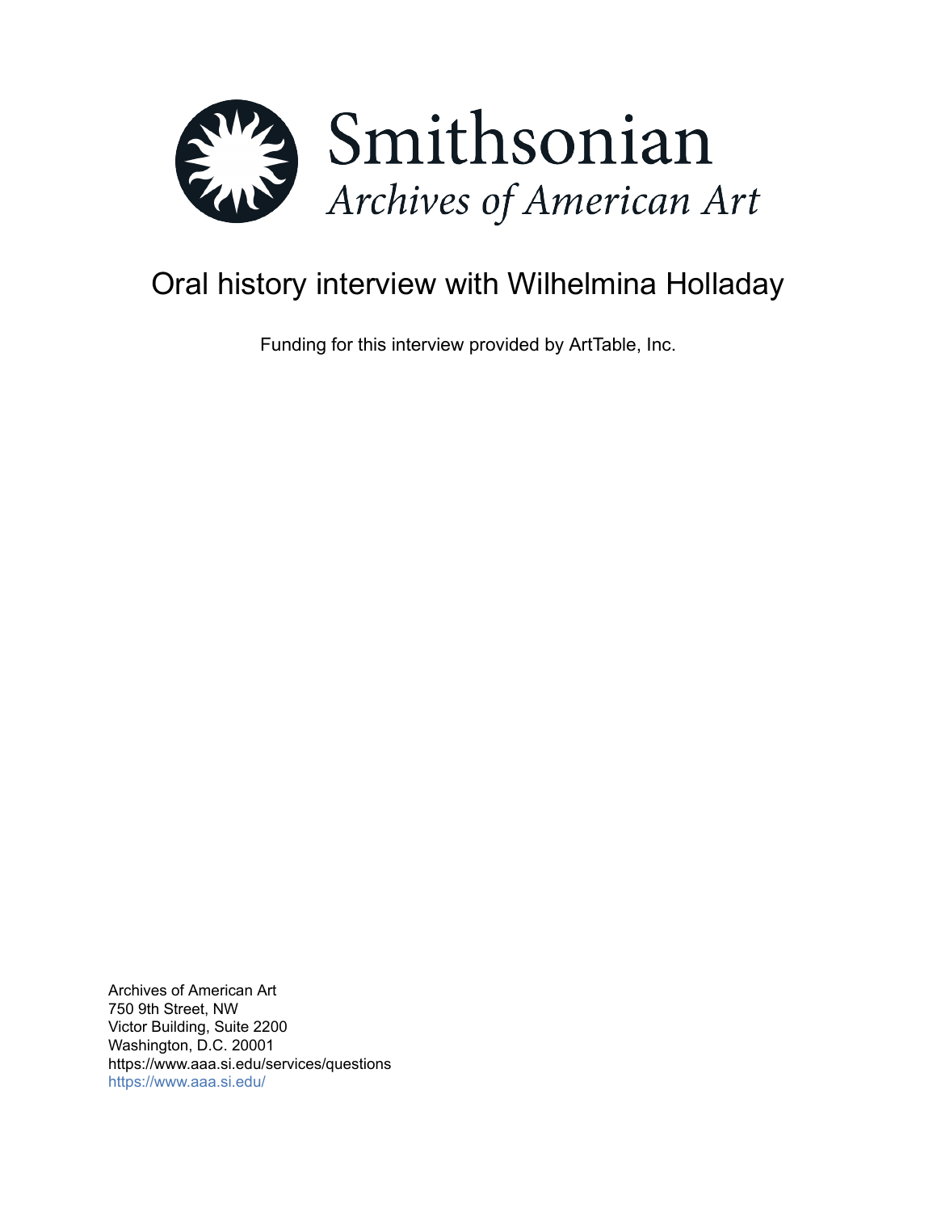Smithsonian

*Archives of American Art*

# Oral history interview with Wilhelmina Holladay

Funding for this interview provided by ArtTable, Inc.

Archives of American Art
750 9th Street, NW
Victor Building, Suite 2200
Washington, D.C. 20001
https://www.aaa.si.edu/services/questions
https://www.aaa.si.edu/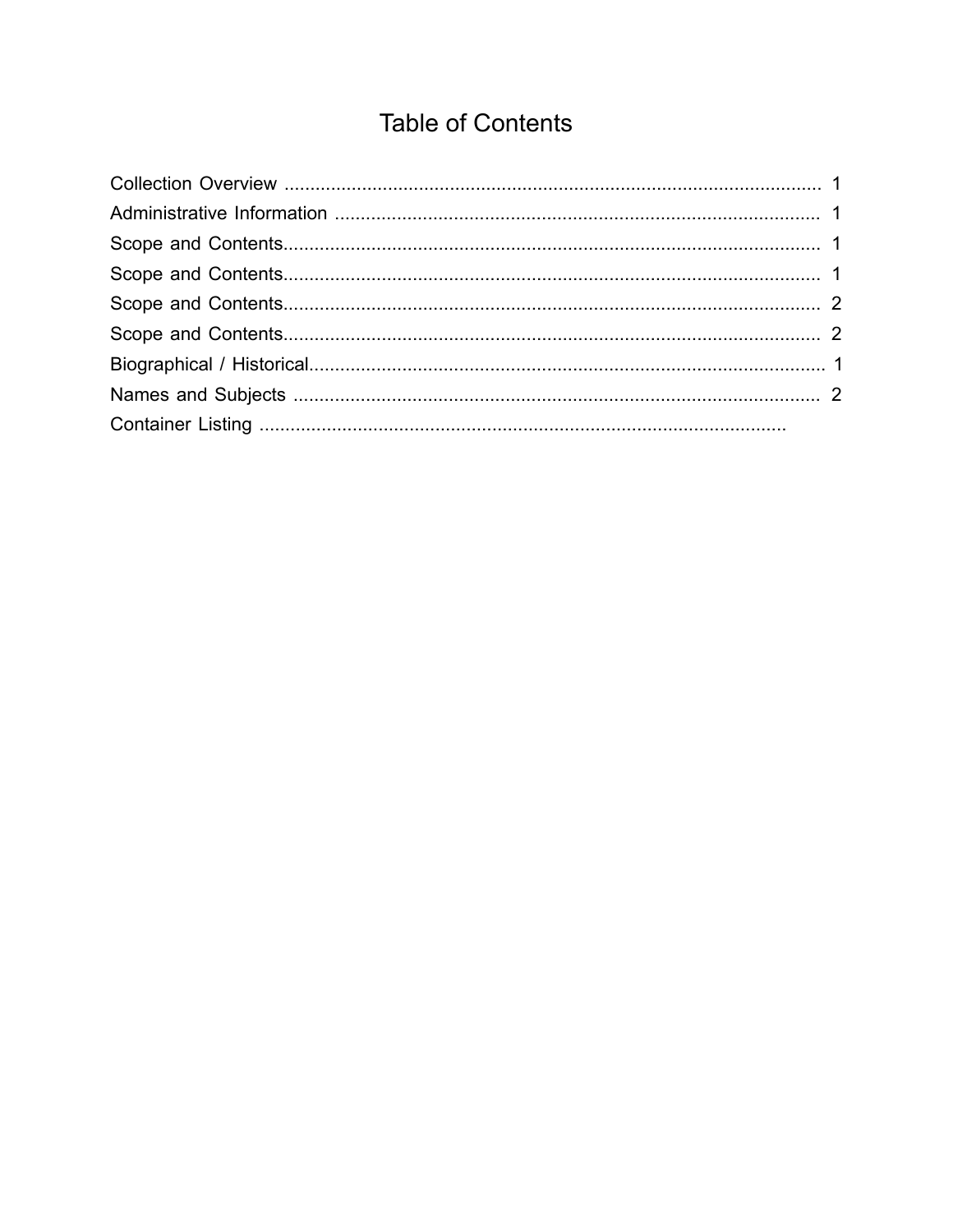# Table of Contents

Collection Overview ........................................................................................................ 1
Administrative Information ............................................................................................. 1
Scope and Contents....................................................................................................... 1
Scope and Contents....................................................................................................... 1
Scope and Contents....................................................................................................... 2
Scope and Contents....................................................................................................... 2
Biographical / Historical................................................................................................... 1
Names and Subjects ..................................................................................................... 2
Container Listing .....................................................................................................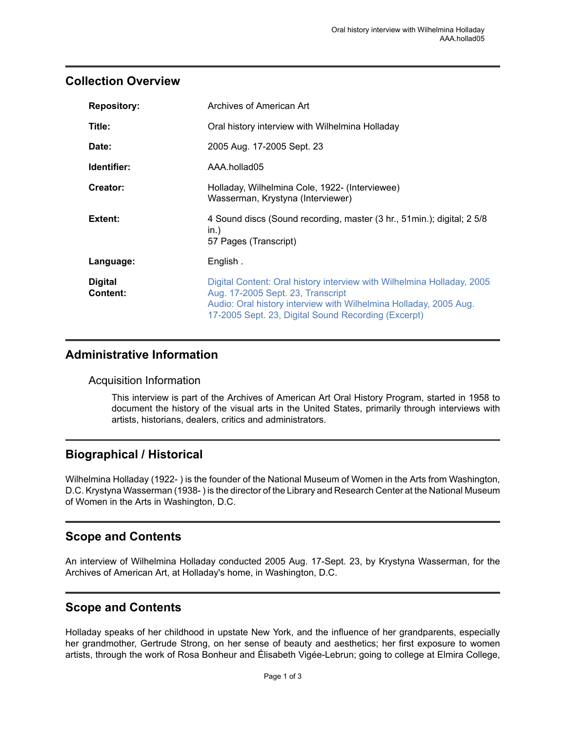## Collection Overview

| | |
|---|---|
| **Repository:** | Archives of American Art |
| **Title:** | Oral history interview with Wilhelmina Holladay |
| **Date:** | 2005 Aug. 17-2005 Sept. 23 |
| **Identifier:** | AAA.holladO5 |
| **Creator:** | Holladay, Wilhelmina Cole, 1922- (Interviewee)<br>Wasserman, Krystyna (Interviewer) |
| **Extent:** | 4 Sound discs (Sound recording, master (3 hr., 51min.); digital; 2 5/8 in.)<br>57 Pages (Transcript) |
| **Language:** | English . |
| **Digital Content:** | Digital Content: Oral history interview with Wilhelmina Holladay, 2005 Aug. 17-2005 Sept. 23, Transcript<br>Audio: Oral history interview with Wilhelmina Holladay, 2005 Aug. 17-2005 Sept. 23, Digital Sound Recording (Excerpt) |

## Administrative Information

### Acquisition Information

This interview is part of the Archives of American Art Oral History Program, started in 1958 to document the history of the visual arts in the United States, primarily through interviews with artists, historians, dealers, critics and administrators.

## Biographical / Historical

Wilhelmina Holladay (1922- ) is the founder of the National Museum of Women in the Arts from Washington, D.C. Krystyna Wasserman (1938- ) is the director of the Library and Research Center at the National Museum of Women in the Arts in Washington, D.C.

## Scope and Contents

An interview of Wilhelmina Holladay conducted 2005 Aug. 17-Sept. 23, by Krystyna Wasserman, for the Archives of American Art, at Holladay's home, in Washington, D.C.

## Scope and Contents

Holladay speaks of her childhood in upstate New York, and the influence of her grandparents, especially her grandmother, Gertrude Strong, on her sense of beauty and aesthetics; her first exposure to women artists, through the work of Rosa Bonheur and Élisabeth Vigée-Lebrun; going to college at Elmira College,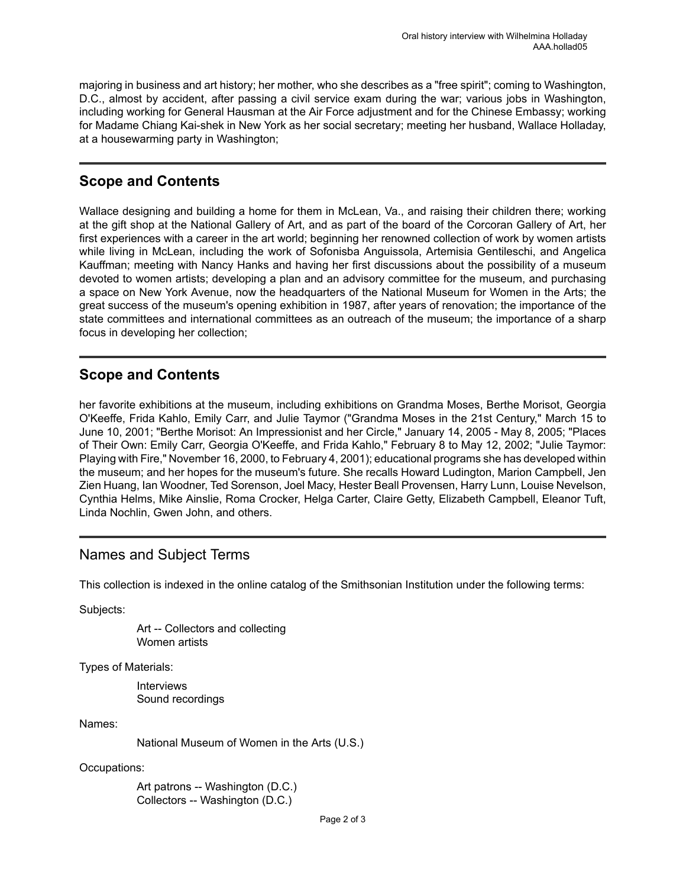majoring in business and art history; her mother, who she describes as a "free spirit"; coming to Washington, D.C., almost by accident, after passing a civil service exam during the war; various jobs in Washington, including working for General Hausman at the Air Force adjustment and for the Chinese Embassy; working for Madame Chiang Kai-shek in New York as her social secretary; meeting her husband, Wallace Holladay, at a housewarming party in Washington;

## Scope and Contents

Wallace designing and building a home for them in McLean, Va., and raising their children there; working at the gift shop at the National Gallery of Art, and as part of the board of the Corcoran Gallery of Art, her first experiences with a career in the art world; beginning her renowned collection of work by women artists while living in McLean, including the work of Sofonisba Anguissola, Artemisia Gentileschi, and Angelica Kauffman; meeting with Nancy Hanks and having her first discussions about the possibility of a museum devoted to women artists; developing a plan and an advisory committee for the museum, and purchasing a space on New York Avenue, now the headquarters of the National Museum for Women in the Arts; the great success of the museum's opening exhibition in 1987, after years of renovation; the importance of the state committees and international committees as an outreach of the museum; the importance of a sharp focus in developing her collection;

## Scope and Contents

her favorite exhibitions at the museum, including exhibitions on Grandma Moses, Berthe Morisot, Georgia O'Keeffe, Frida Kahlo, Emily Carr, and Julie Taymor ("Grandma Moses in the 21st Century," March 15 to June 10, 2001; "Berthe Morisot: An Impressionist and her Circle," January 14, 2005 - May 8, 2005; "Places of Their Own: Emily Carr, Georgia O'Keeffe, and Frida Kahlo," February 8 to May 12, 2002; "Julie Taymor: Playing with Fire," November 16, 2000, to February 4, 2001); educational programs she has developed within the museum; and her hopes for the museum's future. She recalls Howard Ludington, Marion Campbell, Jen Zien Huang, Ian Woodner, Ted Sorenson, Joel Macy, Hester Beall Provensen, Harry Lunn, Louise Nevelson, Cynthia Helms, Mike Ainslie, Roma Crocker, Helga Carter, Claire Getty, Elizabeth Campbell, Eleanor Tuft, Linda Nochlin, Gwen John, and others.

## Names and Subject Terms

This collection is indexed in the online catalog of the Smithsonian Institution under the following terms:

Subjects:

- Art -- Collectors and collecting
- Women artists

Types of Materials:

- Interviews
- Sound recordings

Names:

- National Museum of Women in the Arts (U.S.)

Occupations:

- Art patrons -- Washington (D.C.)
- Collectors -- Washington (D.C.)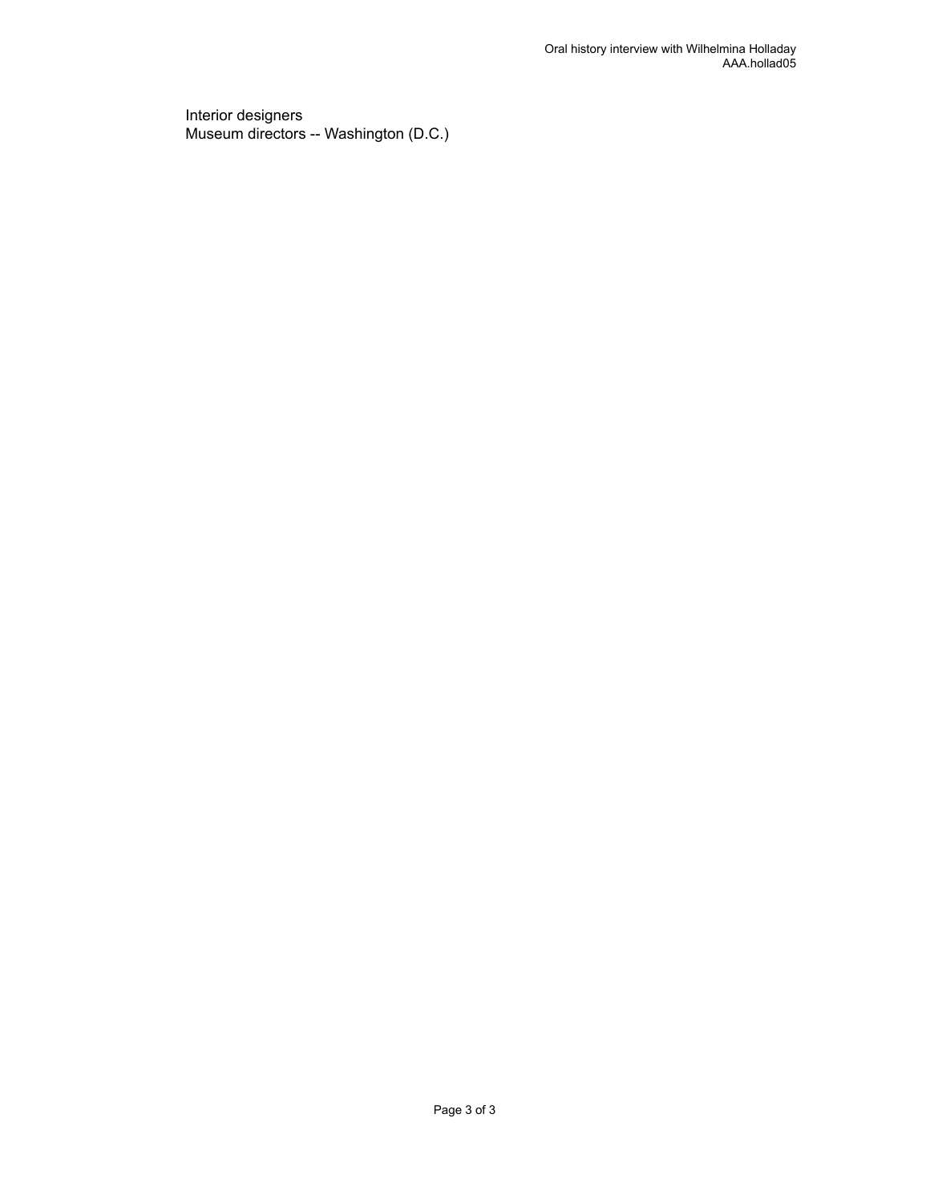Interior designers
Museum directors -- Washington (D.C.)